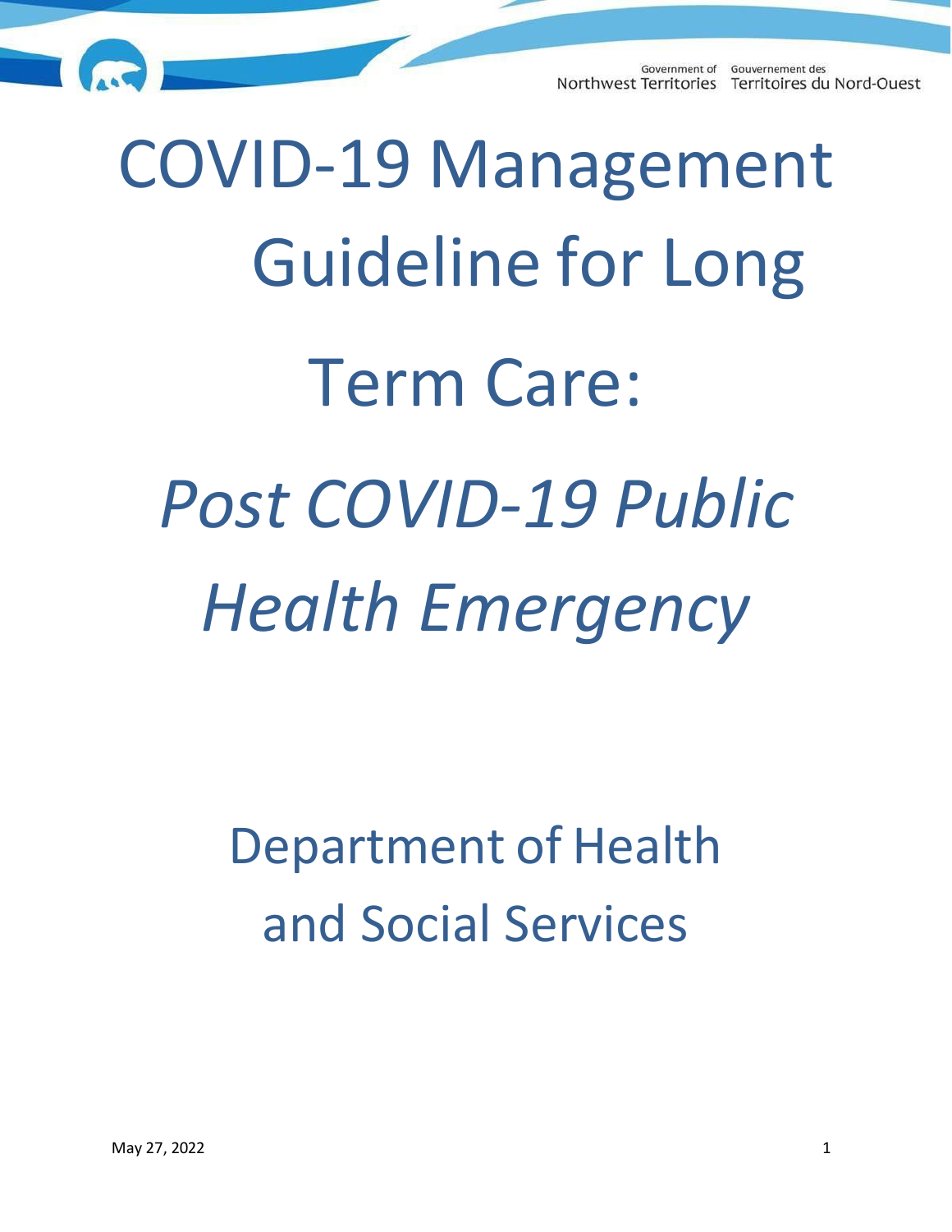Government of Northwest Territories / Gouvernement des Territoires du Nord-Ouest

# COVID-19 Management Guideline for Long Term Care:

# *Post COVID-19 Public Health Emergency*

## Department of Health and Social Services

May 27, 2022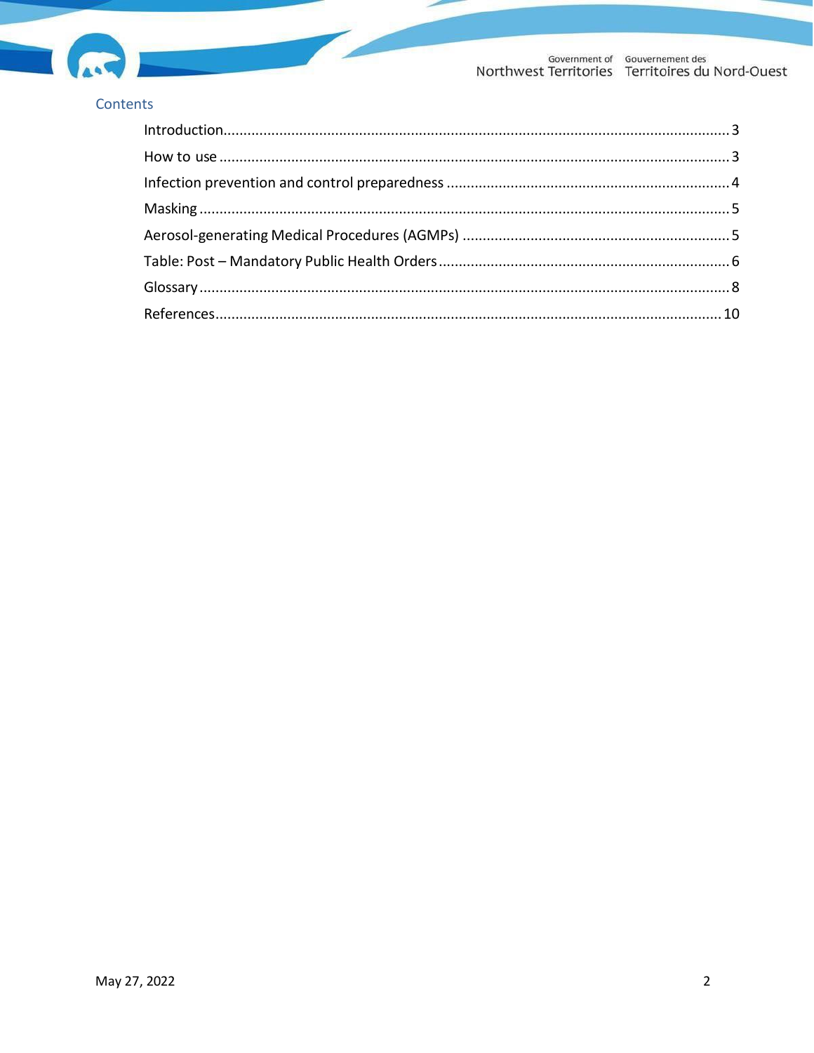## Contents

- Introduction ..... 3
- How to use ..... 3
- Infection prevention and control preparedness ..... 4
- Masking ..... 5
- Aerosol-generating Medical Procedures (AGMPs) ..... 5
- Table: Post – Mandatory Public Health Orders ..... 6
- Glossary ..... 8
- References ..... 10

May 27, 2022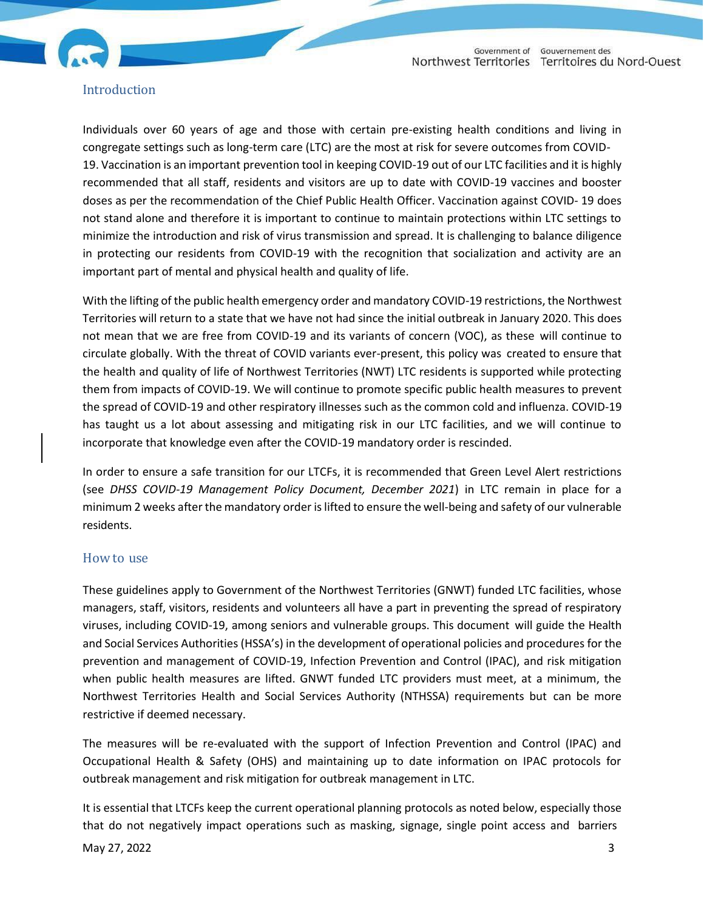## Introduction

Individuals over 60 years of age and those with certain pre-existing health conditions and living in congregate settings such as long-term care (LTC) are the most at risk for severe outcomes from COVID-19. Vaccination is an important prevention tool in keeping COVID-19 out of our LTC facilities and it is highly recommended that all staff, residents and visitors are up to date with COVID-19 vaccines and booster doses as per the recommendation of the Chief Public Health Officer. Vaccination against COVID- 19 does not stand alone and therefore it is important to continue to maintain protections within LTC settings to minimize the introduction and risk of virus transmission and spread. It is challenging to balance diligence in protecting our residents from COVID-19 with the recognition that socialization and activity are an important part of mental and physical health and quality of life.

With the lifting of the public health emergency order and mandatory COVID-19 restrictions, the Northwest Territories will return to a state that we have not had since the initial outbreak in January 2020. This does not mean that we are free from COVID-19 and its variants of concern (VOC), as these will continue to circulate globally. With the threat of COVID variants ever-present, this policy was created to ensure that the health and quality of life of Northwest Territories (NWT) LTC residents is supported while protecting them from impacts of COVID-19. We will continue to promote specific public health measures to prevent the spread of COVID-19 and other respiratory illnesses such as the common cold and influenza. COVID-19 has taught us a lot about assessing and mitigating risk in our LTC facilities, and we will continue to incorporate that knowledge even after the COVID-19 mandatory order is rescinded.

In order to ensure a safe transition for our LTCFs, it is recommended that Green Level Alert restrictions (see *DHSS COVID-19 Management Policy Document, December 2021*) in LTC remain in place for a minimum 2 weeks after the mandatory order is lifted to ensure the well-being and safety of our vulnerable residents.

## How to use

These guidelines apply to Government of the Northwest Territories (GNWT) funded LTC facilities, whose managers, staff, visitors, residents and volunteers all have a part in preventing the spread of respiratory viruses, including COVID-19, among seniors and vulnerable groups. This document will guide the Health and Social Services Authorities (HSSA's) in the development of operational policies and procedures for the prevention and management of COVID-19, Infection Prevention and Control (IPAC), and risk mitigation when public health measures are lifted. GNWT funded LTC providers must meet, at a minimum, the Northwest Territories Health and Social Services Authority (NTHSSA) requirements but can be more restrictive if deemed necessary.

The measures will be re-evaluated with the support of Infection Prevention and Control (IPAC) and Occupational Health & Safety (OHS) and maintaining up to date information on IPAC protocols for outbreak management and risk mitigation for outbreak management in LTC.

It is essential that LTCFs keep the current operational planning protocols as noted below, especially those that do not negatively impact operations such as masking, signage, single point access and barriers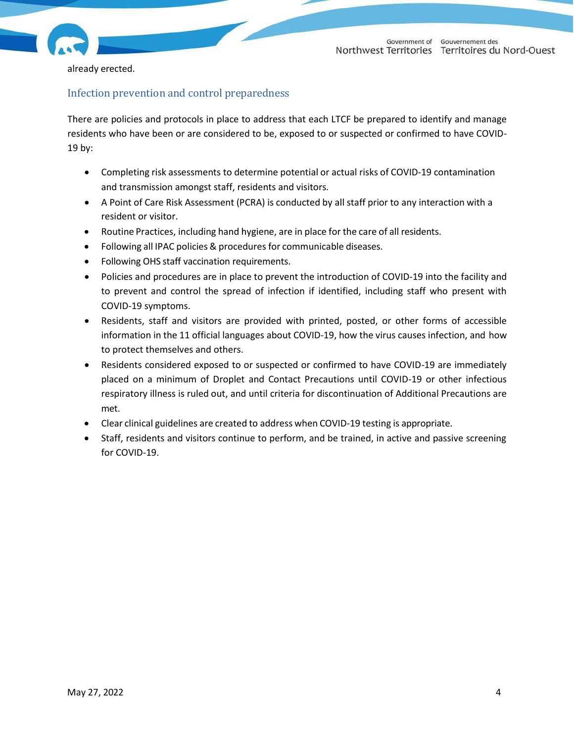already erected.

## Infection prevention and control preparedness

There are policies and protocols in place to address that each LTCF be prepared to identify and manage residents who have been or are considered to be, exposed to or suspected or confirmed to have COVID-19 by:

- Completing risk assessments to determine potential or actual risks of COVID-19 contamination and transmission amongst staff, residents and visitors.
- A Point of Care Risk Assessment (PCRA) is conducted by all staff prior to any interaction with a resident or visitor.
- Routine Practices, including hand hygiene, are in place for the care of all residents.
- Following all IPAC policies & procedures for communicable diseases.
- Following OHS staff vaccination requirements.
- Policies and procedures are in place to prevent the introduction of COVID-19 into the facility and to prevent and control the spread of infection if identified, including staff who present with COVID-19 symptoms.
- Residents, staff and visitors are provided with printed, posted, or other forms of accessible information in the 11 official languages about COVID-19, how the virus causes infection, and how to protect themselves and others.
- Residents considered exposed to or suspected or confirmed to have COVID-19 are immediately placed on a minimum of Droplet and Contact Precautions until COVID-19 or other infectious respiratory illness is ruled out, and until criteria for discontinuation of Additional Precautions are met.
- Clear clinical guidelines are created to address when COVID-19 testing is appropriate.
- Staff, residents and visitors continue to perform, and be trained, in active and passive screening for COVID-19.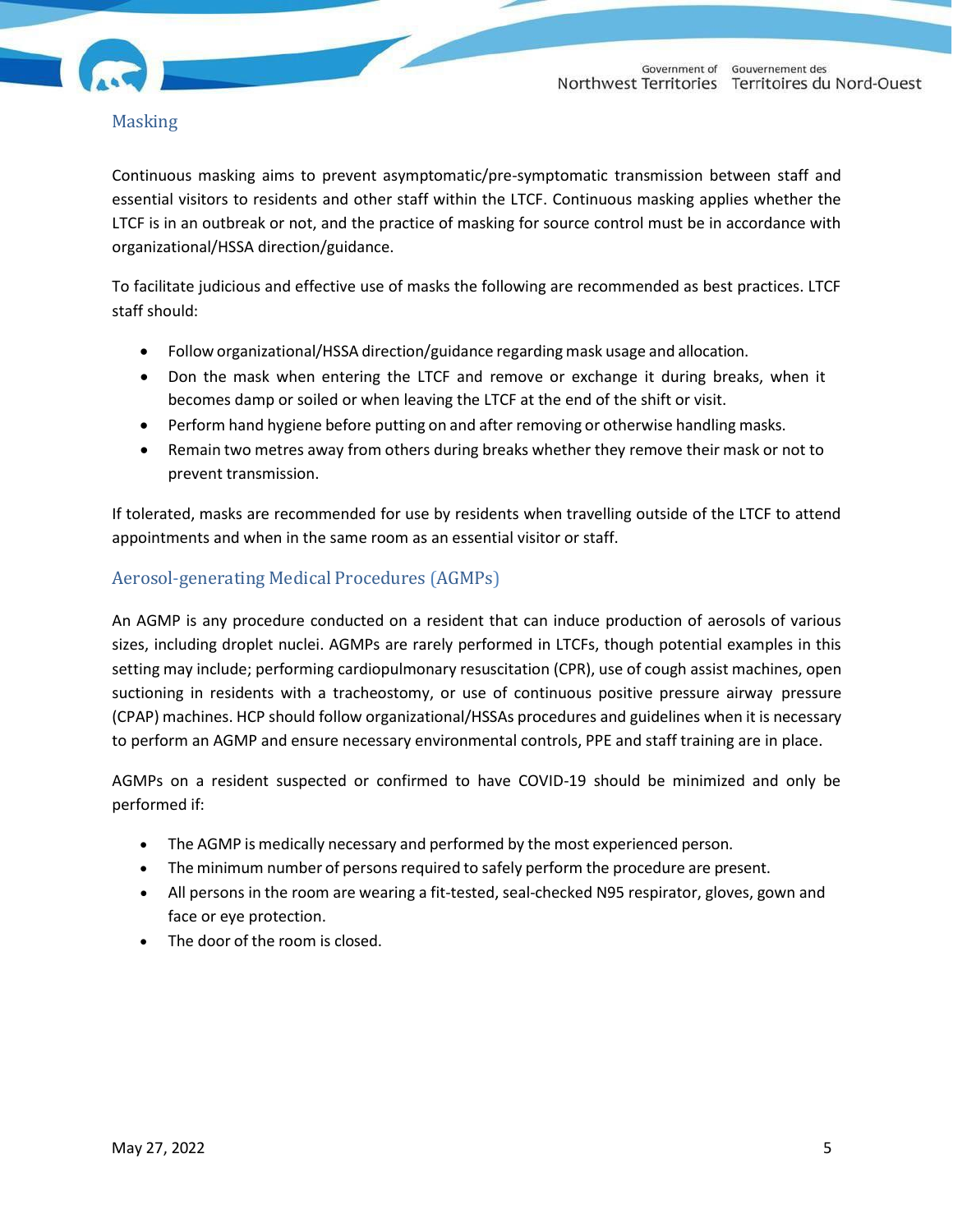## Masking

Continuous masking aims to prevent asymptomatic/pre-symptomatic transmission between staff and essential visitors to residents and other staff within the LTCF. Continuous masking applies whether the LTCF is in an outbreak or not, and the practice of masking for source control must be in accordance with organizational/HSSA direction/guidance.

To facilitate judicious and effective use of masks the following are recommended as best practices. LTCF staff should:

- Follow organizational/HSSA direction/guidance regarding mask usage and allocation.
- Don the mask when entering the LTCF and remove or exchange it during breaks, when it becomes damp or soiled or when leaving the LTCF at the end of the shift or visit.
- Perform hand hygiene before putting on and after removing or otherwise handling masks.
- Remain two metres away from others during breaks whether they remove their mask or not to prevent transmission.

If tolerated, masks are recommended for use by residents when travelling outside of the LTCF to attend appointments and when in the same room as an essential visitor or staff.

## Aerosol-generating Medical Procedures (AGMPs)

An AGMP is any procedure conducted on a resident that can induce production of aerosols of various sizes, including droplet nuclei. AGMPs are rarely performed in LTCFs, though potential examples in this setting may include; performing cardiopulmonary resuscitation (CPR), use of cough assist machines, open suctioning in residents with a tracheostomy, or use of continuous positive pressure airway pressure (CPAP) machines. HCP should follow organizational/HSSAs procedures and guidelines when it is necessary to perform an AGMP and ensure necessary environmental controls, PPE and staff training are in place.

AGMPs on a resident suspected or confirmed to have COVID-19 should be minimized and only be performed if:

- The AGMP is medically necessary and performed by the most experienced person.
- The minimum number of persons required to safely perform the procedure are present.
- All persons in the room are wearing a fit-tested, seal-checked N95 respirator, gloves, gown and face or eye protection.
- The door of the room is closed.

May 27, 2022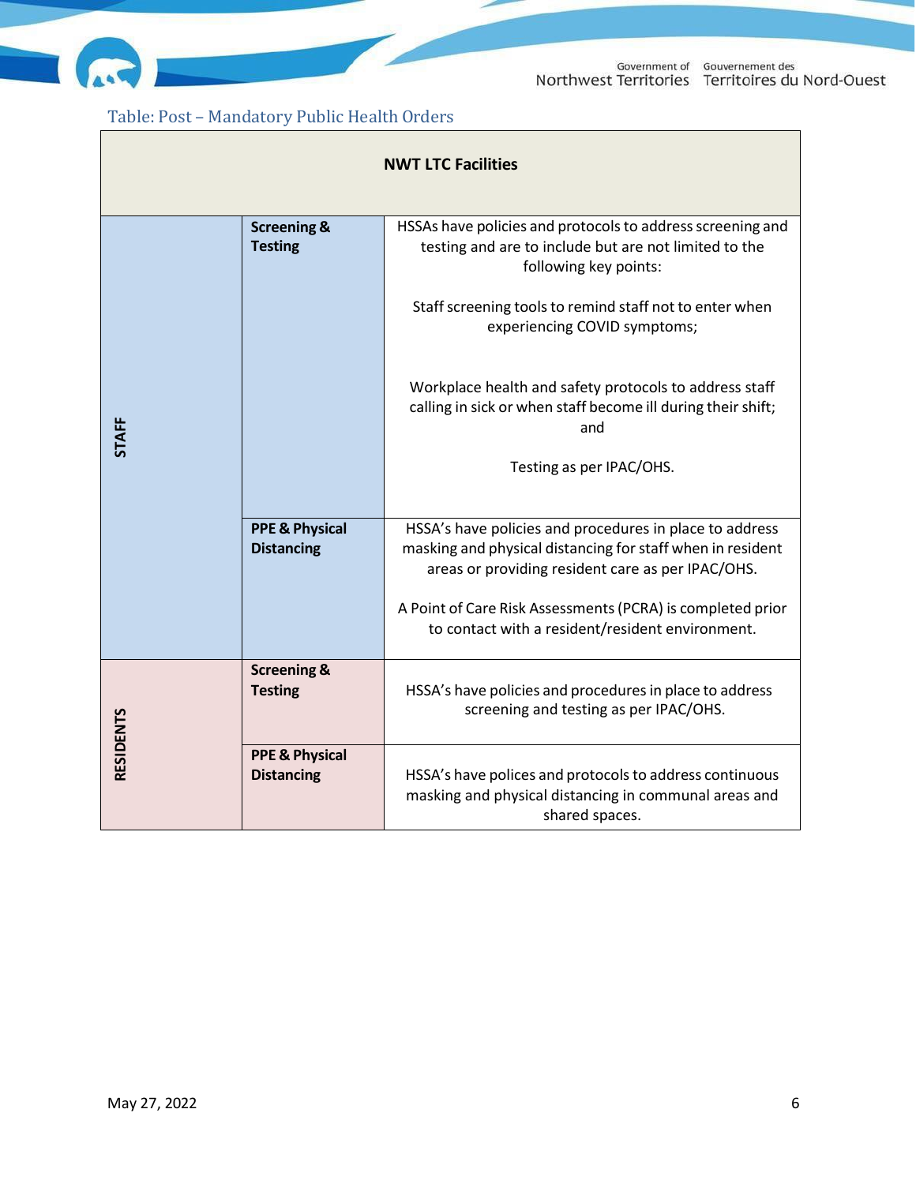Table: Post – Mandatory Public Health Orders

| NWT LTC Facilities | | |
|---|---|---|
| **STAFF** | **Screening & Testing** | HSSAs have policies and protocols to address screening and testing and are to include but are not limited to the following key points:<br><br>Staff screening tools to remind staff not to enter when experiencing COVID symptoms;<br><br>Workplace health and safety protocols to address staff calling in sick or when staff become ill during their shift; and<br><br>Testing as per IPAC/OHS. |
| | **PPE & Physical Distancing** | HSSA's have policies and procedures in place to address masking and physical distancing for staff when in resident areas or providing resident care as per IPAC/OHS.<br><br>A Point of Care Risk Assessments (PCRA) is completed prior to contact with a resident/resident environment. |
| **RESIDENTS** | **Screening & Testing** | HSSA's have policies and procedures in place to address screening and testing as per IPAC/OHS. |
| | **PPE & Physical Distancing** | HSSA's have polices and protocols to address continuous masking and physical distancing in communal areas and shared spaces. |

May 27, 2022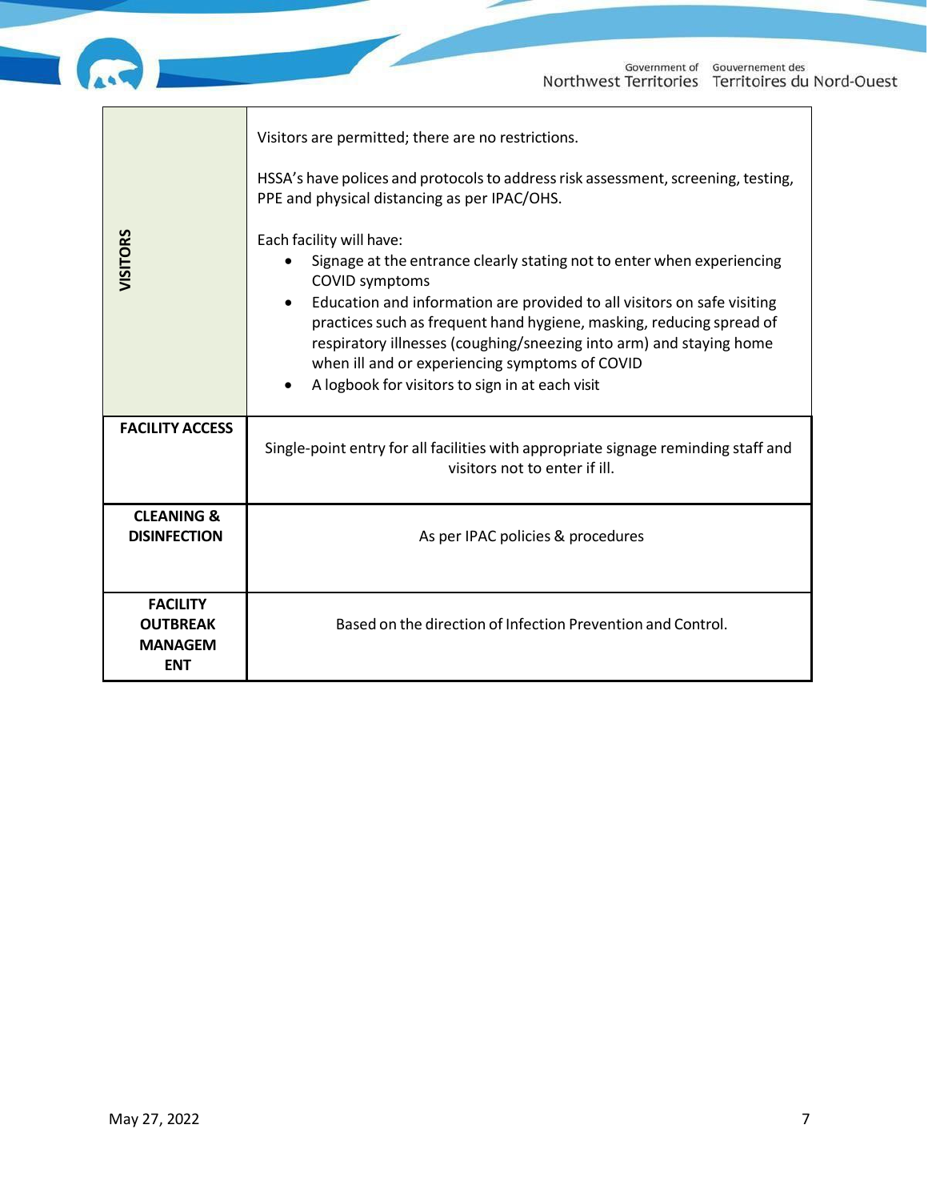| | |
|---|---|
| **VISITORS** | Visitors are permitted; there are no restrictions.<br><br>HSSA's have polices and protocols to address risk assessment, screening, testing, PPE and physical distancing as per IPAC/OHS.<br><br>Each facility will have:<br>• Signage at the entrance clearly stating not to enter when experiencing COVID symptoms<br>• Education and information are provided to all visitors on safe visiting practices such as frequent hand hygiene, masking, reducing spread of respiratory illnesses (coughing/sneezing into arm) and staying home when ill and or experiencing symptoms of COVID<br>• A logbook for visitors to sign in at each visit |
| **FACILITY ACCESS** | Single-point entry for all facilities with appropriate signage reminding staff and visitors not to enter if ill. |
| **CLEANING & DISINFECTION** | As per IPAC policies & procedures |
| **FACILITY OUTBREAK MANAGEMENT** | Based on the direction of Infection Prevention and Control. |

May 27, 2022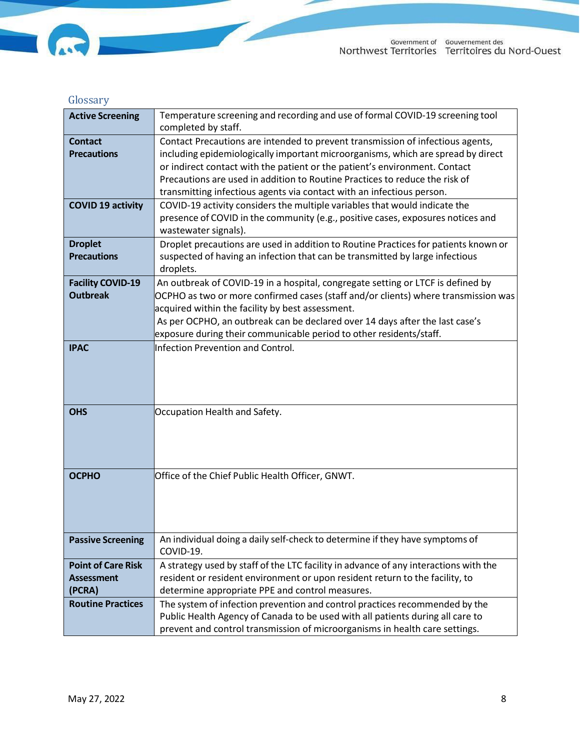## Glossary

| | |
|---|---|
| **Active Screening** | Temperature screening and recording and use of formal COVID-19 screening tool completed by staff. |
| **Contact Precautions** | Contact Precautions are intended to prevent transmission of infectious agents, including epidemiologically important microorganisms, which are spread by direct or indirect contact with the patient or the patient's environment. Contact Precautions are used in addition to Routine Practices to reduce the risk of transmitting infectious agents via contact with an infectious person. |
| **COVID 19 activity** | COVID-19 activity considers the multiple variables that would indicate the presence of COVID in the community (e.g., positive cases, exposures notices and wastewater signals). |
| **Droplet Precautions** | Droplet precautions are used in addition to Routine Practices for patients known or suspected of having an infection that can be transmitted by large infectious droplets. |
| **Facility COVID-19 Outbreak** | An outbreak of COVID-19 in a hospital, congregate setting or LTCF is defined by OCPHO as two or more confirmed cases (staff and/or clients) where transmission was acquired within the facility by best assessment. As per OCPHO, an outbreak can be declared over 14 days after the last case's exposure during their communicable period to other residents/staff. |
| **IPAC** | Infection Prevention and Control. |
| **OHS** | Occupation Health and Safety. |
| **OCPHO** | Office of the Chief Public Health Officer, GNWT. |
| **Passive Screening** | An individual doing a daily self-check to determine if they have symptoms of COVID-19. |
| **Point of Care Risk Assessment (PCRA)** | A strategy used by staff of the LTC facility in advance of any interactions with the resident or resident environment or upon resident return to the facility, to determine appropriate PPE and control measures. |
| **Routine Practices** | The system of infection prevention and control practices recommended by the Public Health Agency of Canada to be used with all patients during all care to prevent and control transmission of microorganisms in health care settings. |

May 27, 2022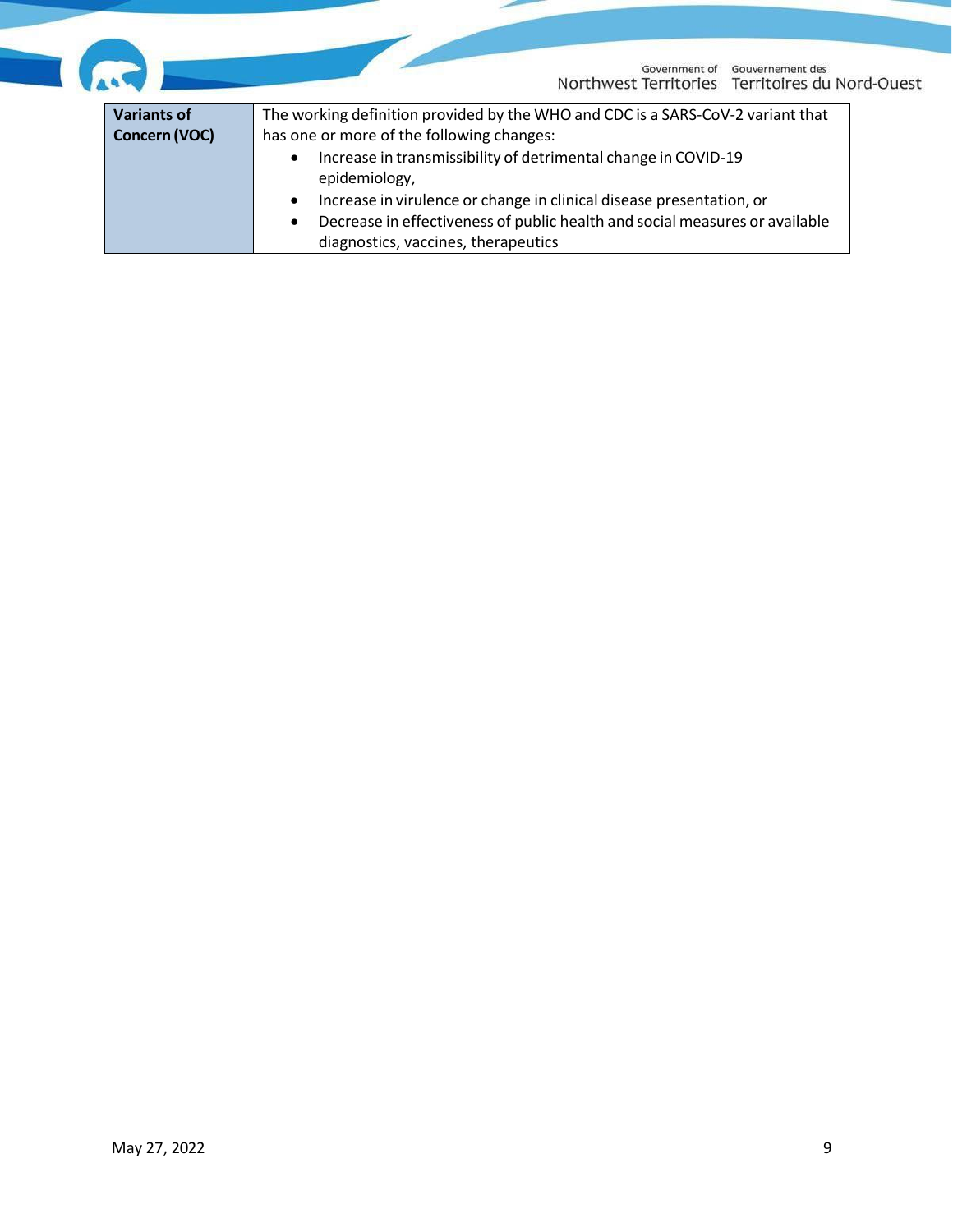| Variants of Concern (VOC) | The working definition provided by the WHO and CDC is a SARS-CoV-2 variant that has one or more of the following changes: <br>• Increase in transmissibility of detrimental change in COVID-19 epidemiology, <br>• Increase in virulence or change in clinical disease presentation, or <br>• Decrease in effectiveness of public health and social measures or available diagnostics, vaccines, therapeutics |
|---|---|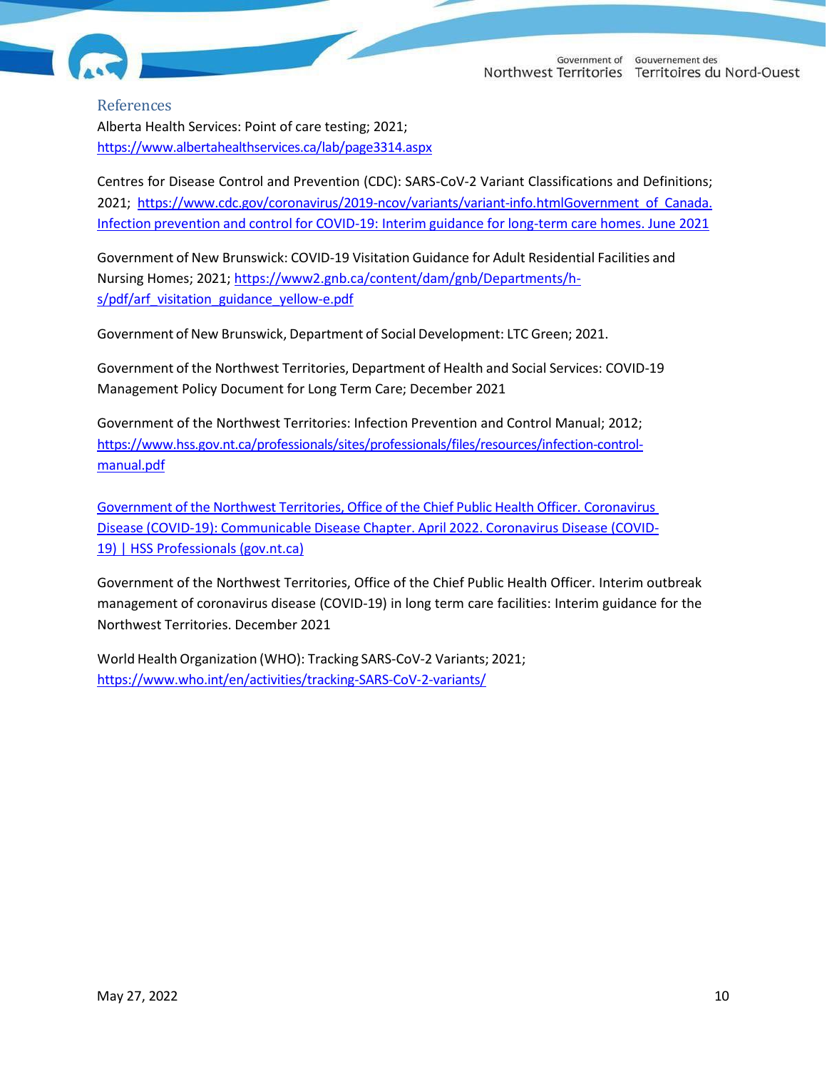## References

Alberta Health Services: Point of care testing; 2021; https://www.albertahealthservices.ca/lab/page3314.aspx

Centres for Disease Control and Prevention (CDC): SARS-CoV-2 Variant Classifications and Definitions; 2021; https://www.cdc.gov/coronavirus/2019-ncov/variants/variant-info.htmlGovernment of Canada. Infection prevention and control for COVID-19: Interim guidance for long-term care homes. June 2021

Government of New Brunswick: COVID-19 Visitation Guidance for Adult Residential Facilities and Nursing Homes; 2021; https://www2.gnb.ca/content/dam/gnb/Departments/h-s/pdf/arf_visitation_guidance_yellow-e.pdf

Government of New Brunswick, Department of Social Development: LTC Green; 2021.

Government of the Northwest Territories, Department of Health and Social Services: COVID-19 Management Policy Document for Long Term Care; December 2021

Government of the Northwest Territories: Infection Prevention and Control Manual; 2012; https://www.hss.gov.nt.ca/professionals/sites/professionals/files/resources/infection-control-manual.pdf

Government of the Northwest Territories, Office of the Chief Public Health Officer. Coronavirus Disease (COVID-19): Communicable Disease Chapter. April 2022. Coronavirus Disease (COVID-19) | HSS Professionals (gov.nt.ca)

Government of the Northwest Territories, Office of the Chief Public Health Officer. Interim outbreak management of coronavirus disease (COVID-19) in long term care facilities: Interim guidance for the Northwest Territories. December 2021

World Health Organization (WHO): Tracking SARS-CoV-2 Variants; 2021; https://www.who.int/en/activities/tracking-SARS-CoV-2-variants/

May 27, 2022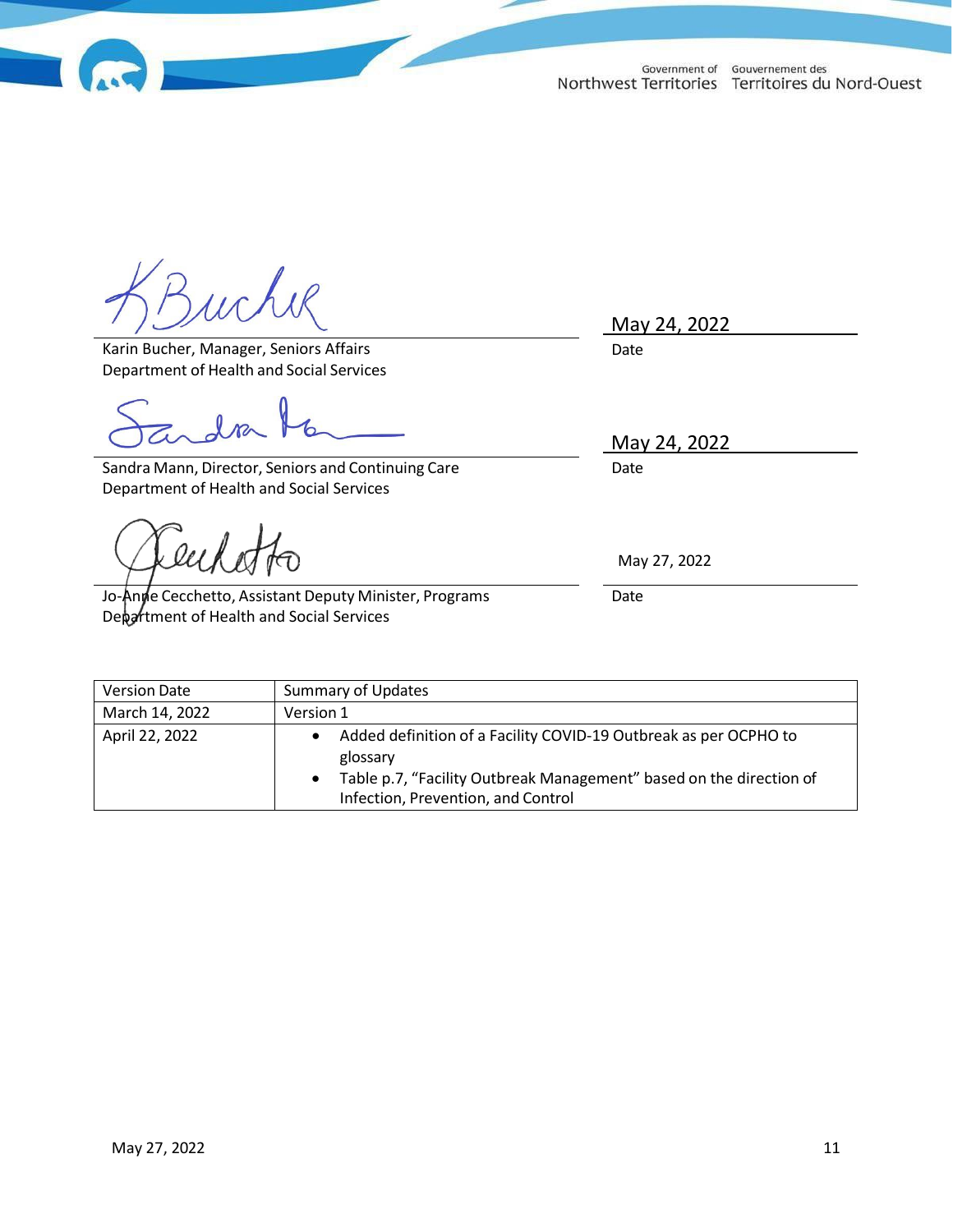Karin Bucher, Manager, Seniors Affairs
Department of Health and Social Services

May 24, 2022
Date

Sandra Mann, Director, Seniors and Continuing Care
Department of Health and Social Services

May 24, 2022
Date

Jo-Anne Cecchetto, Assistant Deputy Minister, Programs
Department of Health and Social Services

May 27, 2022
Date

| Version Date | Summary of Updates |
| --- | --- |
| March 14, 2022 | Version 1 |
| April 22, 2022 | • Added definition of a Facility COVID-19 Outbreak as per OCPHO to glossary<br>• Table p.7, "Facility Outbreak Management" based on the direction of Infection, Prevention, and Control |